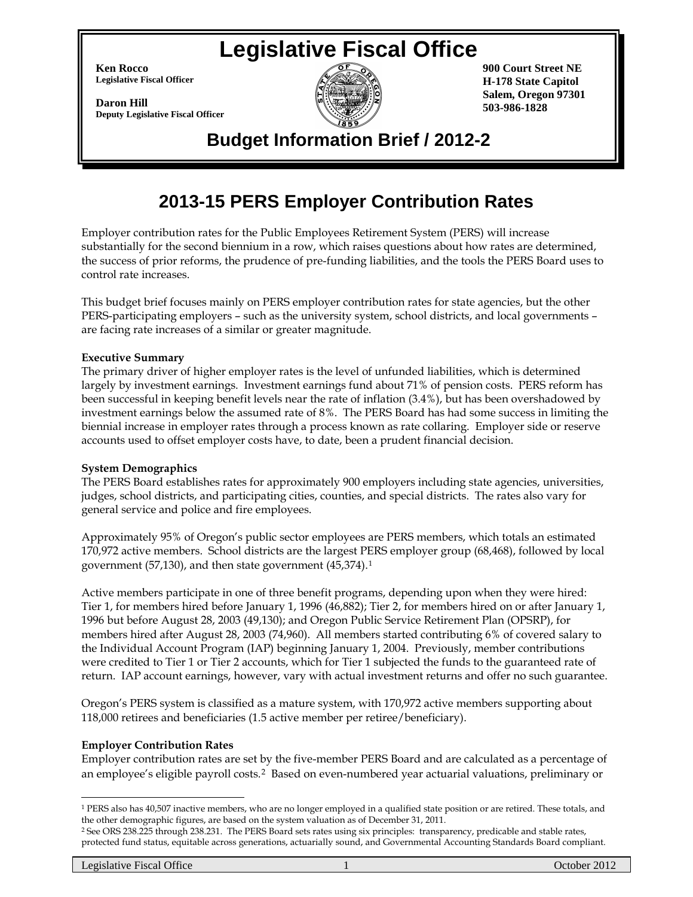# Legislative Fiscal Office

**Ken Rocco**
**Legislative Fiscal Officer**

**Daron Hill**
**Deputy Legislative Fiscal Officer**

**900 Court Street NE**
**H-178 State Capitol**
**Salem, Oregon 97301**
**503-986-1828**

## Budget Information Brief / 2012-2

# 2013-15 PERS Employer Contribution Rates

Employer contribution rates for the Public Employees Retirement System (PERS) will increase substantially for the second biennium in a row, which raises questions about how rates are determined, the success of prior reforms, the prudence of pre-funding liabilities, and the tools the PERS Board uses to control rate increases.

This budget brief focuses mainly on PERS employer contribution rates for state agencies, but the other PERS-participating employers – such as the university system, school districts, and local governments – are facing rate increases of a similar or greater magnitude.

**Executive Summary**

The primary driver of higher employer rates is the level of unfunded liabilities, which is determined largely by investment earnings. Investment earnings fund about 71% of pension costs. PERS reform has been successful in keeping benefit levels near the rate of inflation (3.4%), but has been overshadowed by investment earnings below the assumed rate of 8%. The PERS Board has had some success in limiting the biennial increase in employer rates through a process known as rate collaring. Employer side or reserve accounts used to offset employer costs have, to date, been a prudent financial decision.

**System Demographics**

The PERS Board establishes rates for approximately 900 employers including state agencies, universities, judges, school districts, and participating cities, counties, and special districts. The rates also vary for general service and police and fire employees.

Approximately 95% of Oregon's public sector employees are PERS members, which totals an estimated 170,972 active members. School districts are the largest PERS employer group (68,468), followed by local government (57,130), and then state government (45,374).[1]

Active members participate in one of three benefit programs, depending upon when they were hired: Tier 1, for members hired before January 1, 1996 (46,882); Tier 2, for members hired on or after January 1, 1996 but before August 28, 2003 (49,130); and Oregon Public Service Retirement Plan (OPSRP), for members hired after August 28, 2003 (74,960). All members started contributing 6% of covered salary to the Individual Account Program (IAP) beginning January 1, 2004. Previously, member contributions were credited to Tier 1 or Tier 2 accounts, which for Tier 1 subjected the funds to the guaranteed rate of return. IAP account earnings, however, vary with actual investment returns and offer no such guarantee.

Oregon's PERS system is classified as a mature system, with 170,972 active members supporting about 118,000 retirees and beneficiaries (1.5 active member per retiree/beneficiary).

**Employer Contribution Rates**

Employer contribution rates are set by the five-member PERS Board and are calculated as a percentage of an employee's eligible payroll costs.[2] Based on even-numbered year actuarial valuations, preliminary or

---

[1] PERS also has 40,507 inactive members, who are no longer employed in a qualified state position or are retired. These totals, and the other demographic figures, are based on the system valuation as of December 31, 2011.

[2] See ORS 238.225 through 238.231. The PERS Board sets rates using six principles: transparency, predicable and stable rates, protected fund status, equitable across generations, actuarially sound, and Governmental Accounting Standards Board compliant.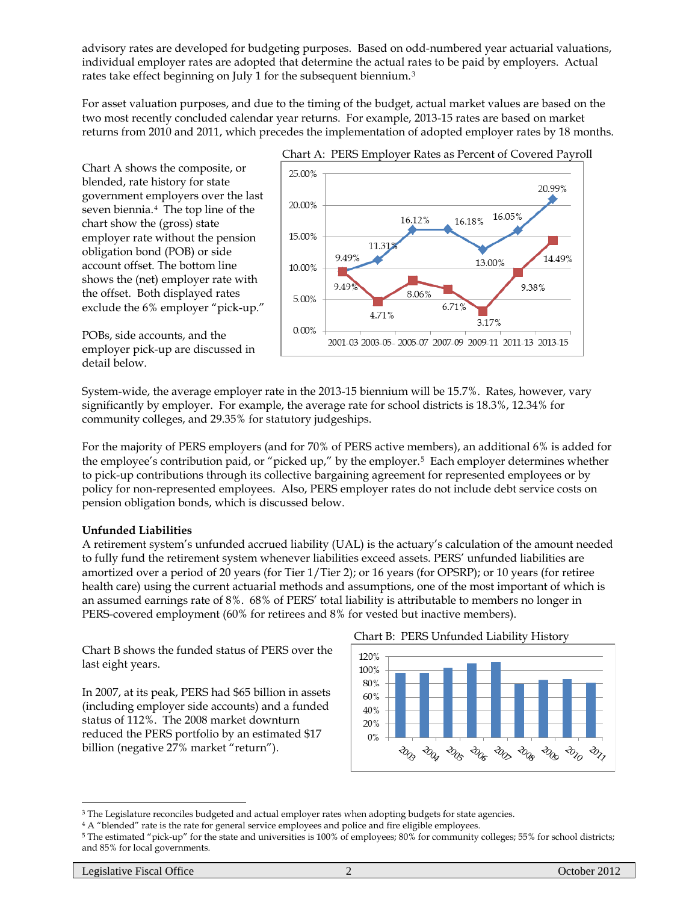advisory rates are developed for budgeting purposes. Based on odd-numbered year actuarial valuations, individual employer rates are adopted that determine the actual rates to be paid by employers. Actual rates take effect beginning on July 1 for the subsequent biennium.[3]

For asset valuation purposes, and due to the timing of the budget, actual market values are based on the two most recently concluded calendar year returns. For example, 2013-15 rates are based on market returns from 2010 and 2011, which precedes the implementation of adopted employer rates by 18 months.

Chart A shows the composite, or blended, rate history for state government employers over the last seven biennia.[4] The top line of the chart show the (gross) state employer rate without the pension obligation bond (POB) or side account offset. The bottom line shows the (net) employer rate with the offset. Both displayed rates exclude the 6% employer "pick-up."

POBs, side accounts, and the employer pick-up are discussed in detail below.

Chart A: PERS Employer Rates as Percent of Covered Payroll

| Biennium | Gross rate | Net rate |
|---|---|---|
| 2001-03 | 9.49% | 9.49% |
| 2003-05 | 11.31% | 4.71% |
| 2005-07 | 16.12% | 8.06% |
| 2007-09 | 16.18% | 6.71% |
| 2009-11 | 13.00% | 3.17% |
| 2011-13 | 16.05% | 9.38% |
| 2013-15 | 20.99% | 14.49% |

System-wide, the average employer rate in the 2013-15 biennium will be 15.7%. Rates, however, vary significantly by employer. For example, the average rate for school districts is 18.3%, 12.34% for community colleges, and 29.35% for statutory judgeships.

For the majority of PERS employers (and for 70% of PERS active members), an additional 6% is added for the employee's contribution paid, or "picked up," by the employer.[5] Each employer determines whether to pick-up contributions through its collective bargaining agreement for represented employees or by policy for non-represented employees. Also, PERS employer rates do not include debt service costs on pension obligation bonds, which is discussed below.

**Unfunded Liabilities**

A retirement system's unfunded accrued liability (UAL) is the actuary's calculation of the amount needed to fully fund the retirement system whenever liabilities exceed assets. PERS' unfunded liabilities are amortized over a period of 20 years (for Tier 1/Tier 2); or 16 years (for OPSRP); or 10 years (for retiree health care) using the current actuarial methods and assumptions, one of the most important of which is an assumed earnings rate of 8%. 68% of PERS' total liability is attributable to members no longer in PERS-covered employment (60% for retirees and 8% for vested but inactive members).

Chart B shows the funded status of PERS over the last eight years.

In 2007, at its peak, PERS had $65 billion in assets (including employer side accounts) and a funded status of 112%. The 2008 market downturn reduced the PERS portfolio by an estimated $17 billion (negative 27% market "return").

Chart B: PERS Unfunded Liability History

---

[3] The Legislature reconciles budgeted and actual employer rates when adopting budgets for state agencies.

[4] A "blended" rate is the rate for general service employees and police and fire eligible employees.

[5] The estimated "pick-up" for the state and universities is 100% of employees; 80% for community colleges; 55% for school districts; and 85% for local governments.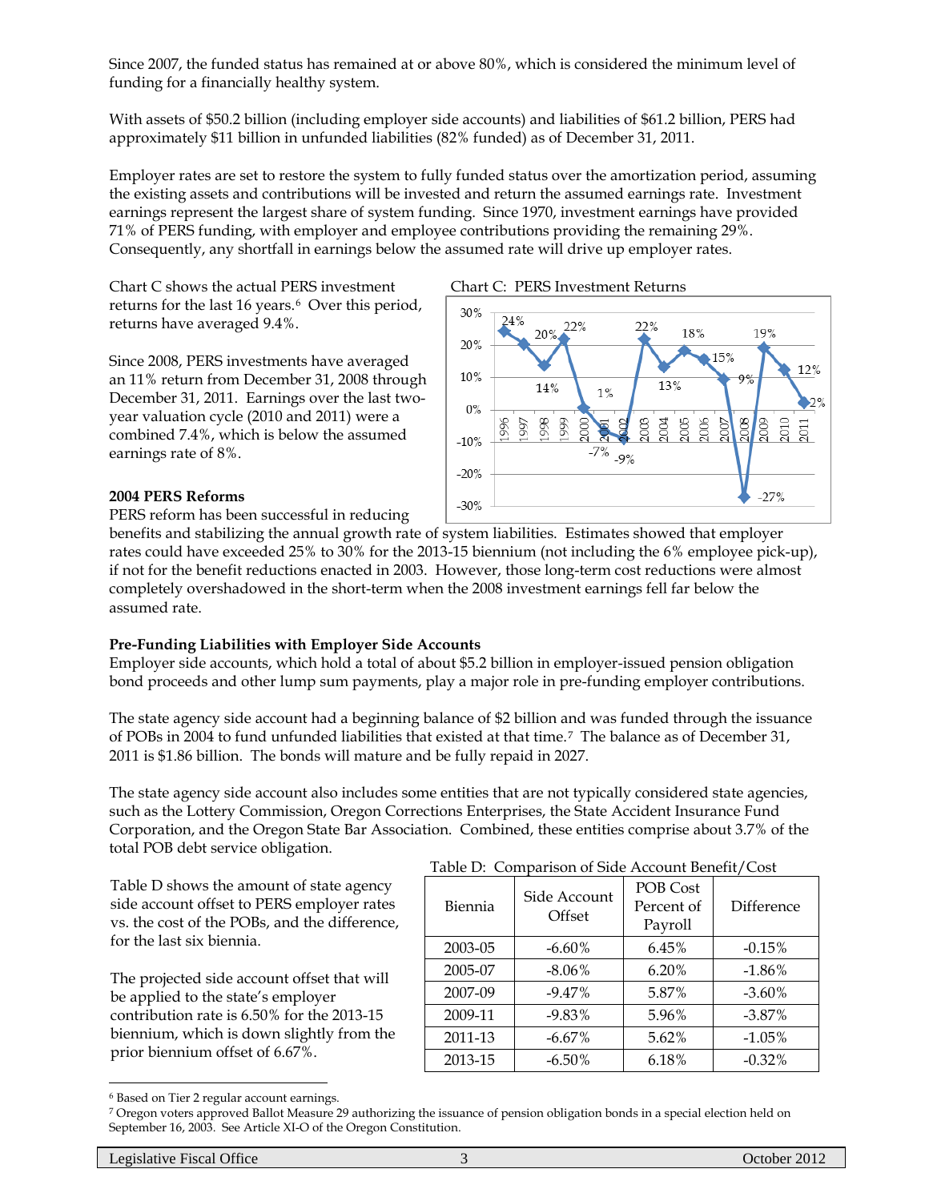Since 2007, the funded status has remained at or above 80%, which is considered the minimum level of funding for a financially healthy system.

With assets of $50.2 billion (including employer side accounts) and liabilities of $61.2 billion, PERS had approximately $11 billion in unfunded liabilities (82% funded) as of December 31, 2011.

Employer rates are set to restore the system to fully funded status over the amortization period, assuming the existing assets and contributions will be invested and return the assumed earnings rate. Investment earnings represent the largest share of system funding. Since 1970, investment earnings have provided 71% of PERS funding, with employer and employee contributions providing the remaining 29%. Consequently, any shortfall in earnings below the assumed rate will drive up employer rates.

Chart C shows the actual PERS investment returns for the last 16 years.[6] Over this period, returns have averaged 9.4%.

Since 2008, PERS investments have averaged an 11% return from December 31, 2008 through December 31, 2011. Earnings over the last two-year valuation cycle (2010 and 2011) were a combined 7.4%, which is below the assumed earnings rate of 8%.

Chart C: PERS Investment Returns

| Year | Return |
|---|---|
| 1996 | 24% |
| 1997 | 20% |
| 1998 | 14% |
| 1999 | 22% |
| 2000 | 1% |
| 2001 | -7% |
| 2002 | -9% |
| 2003 | 22% |
| 2004 | 13% |
| 2005 | 18% |
| 2006 | 15% |
| 2007 | 9% |
| 2008 | -27% |
| 2009 | 19% |
| 2010 | 12% |
| 2011 | 2% |

**2004 PERS Reforms**

PERS reform has been successful in reducing benefits and stabilizing the annual growth rate of system liabilities. Estimates showed that employer rates could have exceeded 25% to 30% for the 2013-15 biennium (not including the 6% employee pick-up), if not for the benefit reductions enacted in 2003. However, those long-term cost reductions were almost completely overshadowed in the short-term when the 2008 investment earnings fell far below the assumed rate.

**Pre-Funding Liabilities with Employer Side Accounts**

Employer side accounts, which hold a total of about $5.2 billion in employer-issued pension obligation bond proceeds and other lump sum payments, play a major role in pre-funding employer contributions.

The state agency side account had a beginning balance of $2 billion and was funded through the issuance of POBs in 2004 to fund unfunded liabilities that existed at that time.[7] The balance as of December 31, 2011 is $1.86 billion. The bonds will mature and be fully repaid in 2027.

The state agency side account also includes some entities that are not typically considered state agencies, such as the Lottery Commission, Oregon Corrections Enterprises, the State Accident Insurance Fund Corporation, and the Oregon State Bar Association. Combined, these entities comprise about 3.7% of the total POB debt service obligation.

Table D shows the amount of state agency side account offset to PERS employer rates vs. the cost of the POBs, and the difference, for the last six biennia.

The projected side account offset that will be applied to the state's employer contribution rate is 6.50% for the 2013-15 biennium, which is down slightly from the prior biennium offset of 6.67%.

Table D: Comparison of Side Account Benefit/Cost

| Biennia | Side Account Offset | POB Cost Percent of Payroll | Difference |
|---|---|---|---|
| 2003-05 | -6.60% | 6.45% | -0.15% |
| 2005-07 | -8.06% | 6.20% | -1.86% |
| 2007-09 | -9.47% | 5.87% | -3.60% |
| 2009-11 | -9.83% | 5.96% | -3.87% |
| 2011-13 | -6.67% | 5.62% | -1.05% |
| 2013-15 | -6.50% | 6.18% | -0.32% |

[6] Based on Tier 2 regular account earnings.

[7] Oregon voters approved Ballot Measure 29 authorizing the issuance of pension obligation bonds in a special election held on September 16, 2003. See Article XI-O of the Oregon Constitution.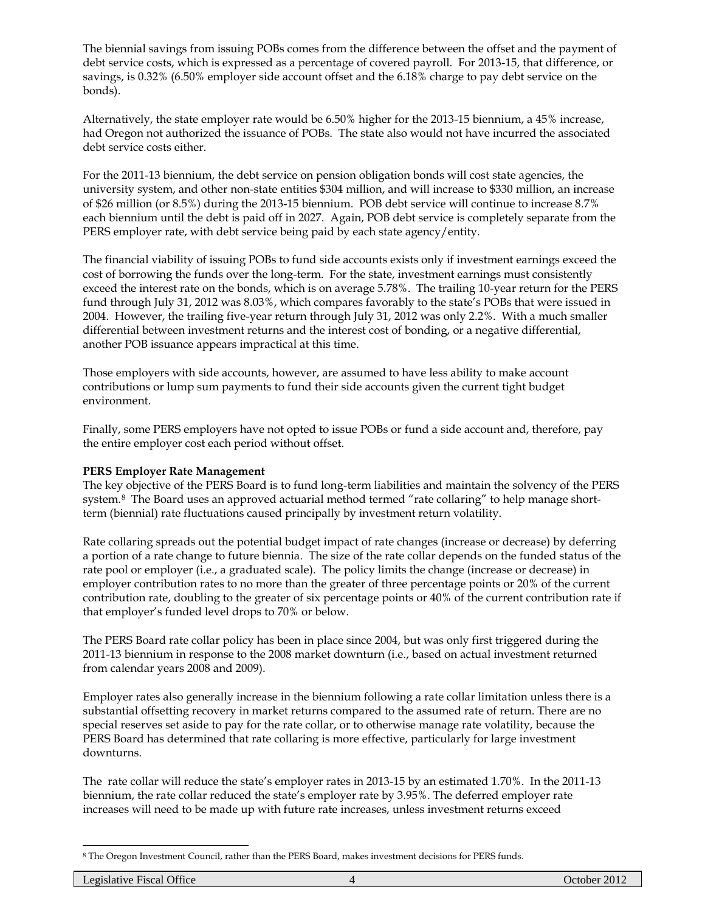The biennial savings from issuing POBs comes from the difference between the offset and the payment of debt service costs, which is expressed as a percentage of covered payroll. For 2013-15, that difference, or savings, is 0.32% (6.50% employer side account offset and the 6.18% charge to pay debt service on the bonds).

Alternatively, the state employer rate would be 6.50% higher for the 2013-15 biennium, a 45% increase, had Oregon not authorized the issuance of POBs. The state also would not have incurred the associated debt service costs either.

For the 2011-13 biennium, the debt service on pension obligation bonds will cost state agencies, the university system, and other non-state entities $304 million, and will increase to $330 million, an increase of $26 million (or 8.5%) during the 2013-15 biennium. POB debt service will continue to increase 8.7% each biennium until the debt is paid off in 2027. Again, POB debt service is completely separate from the PERS employer rate, with debt service being paid by each state agency/entity.

The financial viability of issuing POBs to fund side accounts exists only if investment earnings exceed the cost of borrowing the funds over the long-term. For the state, investment earnings must consistently exceed the interest rate on the bonds, which is on average 5.78%. The trailing 10-year return for the PERS fund through July 31, 2012 was 8.03%, which compares favorably to the state's POBs that were issued in 2004. However, the trailing five-year return through July 31, 2012 was only 2.2%. With a much smaller differential between investment returns and the interest cost of bonding, or a negative differential, another POB issuance appears impractical at this time.

Those employers with side accounts, however, are assumed to have less ability to make account contributions or lump sum payments to fund their side accounts given the current tight budget environment.

Finally, some PERS employers have not opted to issue POBs or fund a side account and, therefore, pay the entire employer cost each period without offset.

**PERS Employer Rate Management**

The key objective of the PERS Board is to fund long-term liabilities and maintain the solvency of the PERS system.[8] The Board uses an approved actuarial method termed "rate collaring" to help manage short-term (biennial) rate fluctuations caused principally by investment return volatility.

Rate collaring spreads out the potential budget impact of rate changes (increase or decrease) by deferring a portion of a rate change to future biennia. The size of the rate collar depends on the funded status of the rate pool or employer (i.e., a graduated scale). The policy limits the change (increase or decrease) in employer contribution rates to no more than the greater of three percentage points or 20% of the current contribution rate, doubling to the greater of six percentage points or 40% of the current contribution rate if that employer's funded level drops to 70% or below.

The PERS Board rate collar policy has been in place since 2004, but was only first triggered during the 2011-13 biennium in response to the 2008 market downturn (i.e., based on actual investment returned from calendar years 2008 and 2009).

Employer rates also generally increase in the biennium following a rate collar limitation unless there is a substantial offsetting recovery in market returns compared to the assumed rate of return. There are no special reserves set aside to pay for the rate collar, or to otherwise manage rate volatility, because the PERS Board has determined that rate collaring is more effective, particularly for large investment downturns.

The rate collar will reduce the state's employer rates in 2013-15 by an estimated 1.70%. In the 2011-13 biennium, the rate collar reduced the state's employer rate by 3.95%. The deferred employer rate increases will need to be made up with future rate increases, unless investment returns exceed

[8] The Oregon Investment Council, rather than the PERS Board, makes investment decisions for PERS funds.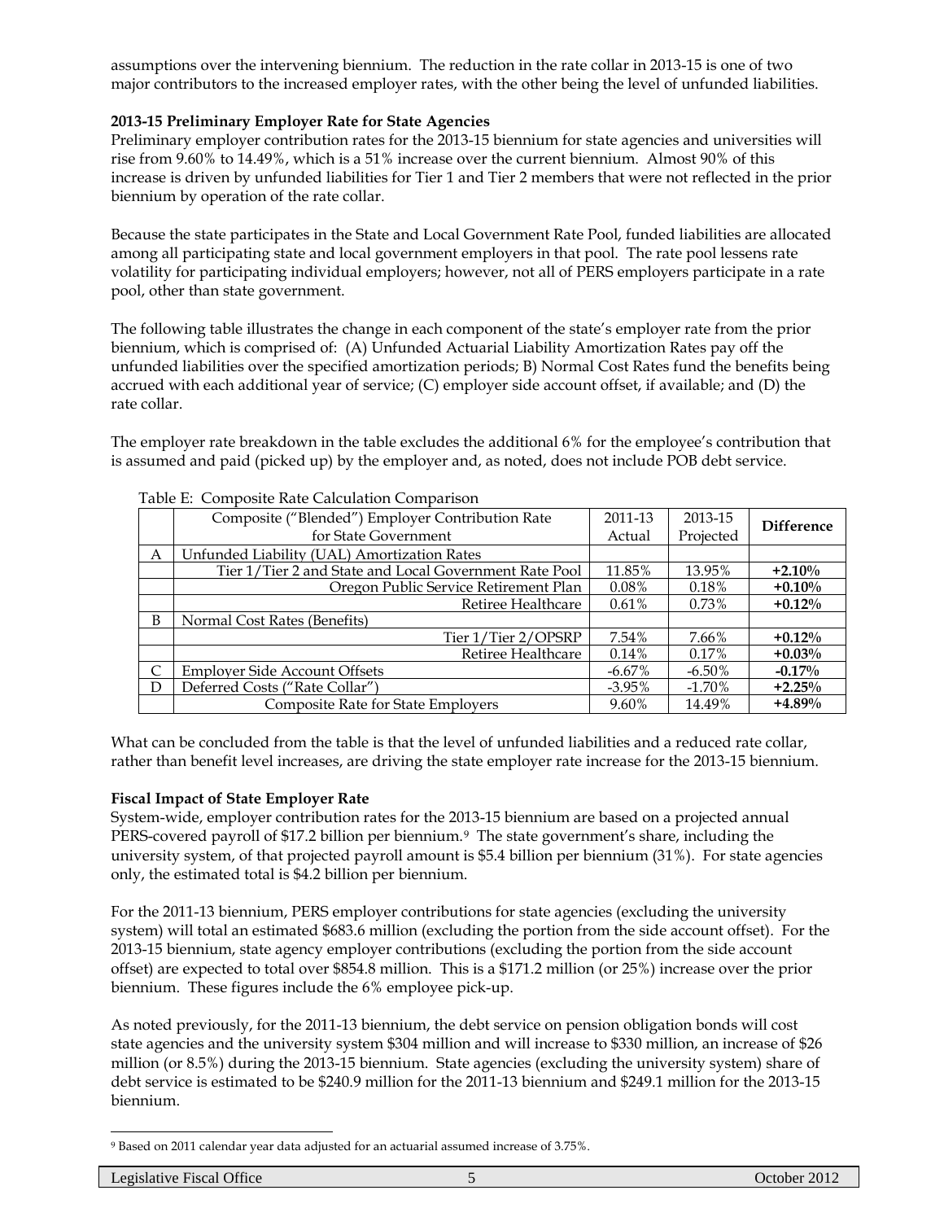assumptions over the intervening biennium. The reduction in the rate collar in 2013-15 is one of two major contributors to the increased employer rates, with the other being the level of unfunded liabilities.

**2013-15 Preliminary Employer Rate for State Agencies**

Preliminary employer contribution rates for the 2013-15 biennium for state agencies and universities will rise from 9.60% to 14.49%, which is a 51% increase over the current biennium. Almost 90% of this increase is driven by unfunded liabilities for Tier 1 and Tier 2 members that were not reflected in the prior biennium by operation of the rate collar.

Because the state participates in the State and Local Government Rate Pool, funded liabilities are allocated among all participating state and local government employers in that pool. The rate pool lessens rate volatility for participating individual employers; however, not all of PERS employers participate in a rate pool, other than state government.

The following table illustrates the change in each component of the state's employer rate from the prior biennium, which is comprised of: (A) Unfunded Actuarial Liability Amortization Rates pay off the unfunded liabilities over the specified amortization periods; B) Normal Cost Rates fund the benefits being accrued with each additional year of service; (C) employer side account offset, if available; and (D) the rate collar.

The employer rate breakdown in the table excludes the additional 6% for the employee's contribution that is assumed and paid (picked up) by the employer and, as noted, does not include POB debt service.

Table E: Composite Rate Calculation Comparison

| | Composite ("Blended") Employer Contribution Rate for State Government | 2011-13 Actual | 2013-15 Projected | **Difference** |
|---|---|---|---|---|
| A | Unfunded Liability (UAL) Amortization Rates | | | |
| | Tier 1/Tier 2 and State and Local Government Rate Pool | 11.85% | 13.95% | **+2.10%** |
| | Oregon Public Service Retirement Plan | 0.08% | 0.18% | **+0.10%** |
| | Retiree Healthcare | 0.61% | 0.73% | **+0.12%** |
| B | Normal Cost Rates (Benefits) | | | |
| | Tier 1/Tier 2/OPSRP | 7.54% | 7.66% | **+0.12%** |
| | Retiree Healthcare | 0.14% | 0.17% | **+0.03%** |
| C | Employer Side Account Offsets | -6.67% | -6.50% | **-0.17%** |
| D | Deferred Costs ("Rate Collar") | -3.95% | -1.70% | **+2.25%** |
| | Composite Rate for State Employers | 9.60% | 14.49% | **+4.89%** |

What can be concluded from the table is that the level of unfunded liabilities and a reduced rate collar, rather than benefit level increases, are driving the state employer rate increase for the 2013-15 biennium.

**Fiscal Impact of State Employer Rate**

System-wide, employer contribution rates for the 2013-15 biennium are based on a projected annual PERS-covered payroll of $17.2 billion per biennium.[9] The state government's share, including the university system, of that projected payroll amount is $5.4 billion per biennium (31%). For state agencies only, the estimated total is $4.2 billion per biennium.

For the 2011-13 biennium, PERS employer contributions for state agencies (excluding the university system) will total an estimated $683.6 million (excluding the portion from the side account offset). For the 2013-15 biennium, state agency employer contributions (excluding the portion from the side account offset) are expected to total over $854.8 million. This is a $171.2 million (or 25%) increase over the prior biennium. These figures include the 6% employee pick-up.

As noted previously, for the 2011-13 biennium, the debt service on pension obligation bonds will cost state agencies and the university system $304 million and will increase to $330 million, an increase of $26 million (or 8.5%) during the 2013-15 biennium. State agencies (excluding the university system) share of debt service is estimated to be $240.9 million for the 2011-13 biennium and $249.1 million for the 2013-15 biennium.

[9] Based on 2011 calendar year data adjusted for an actuarial assumed increase of 3.75%.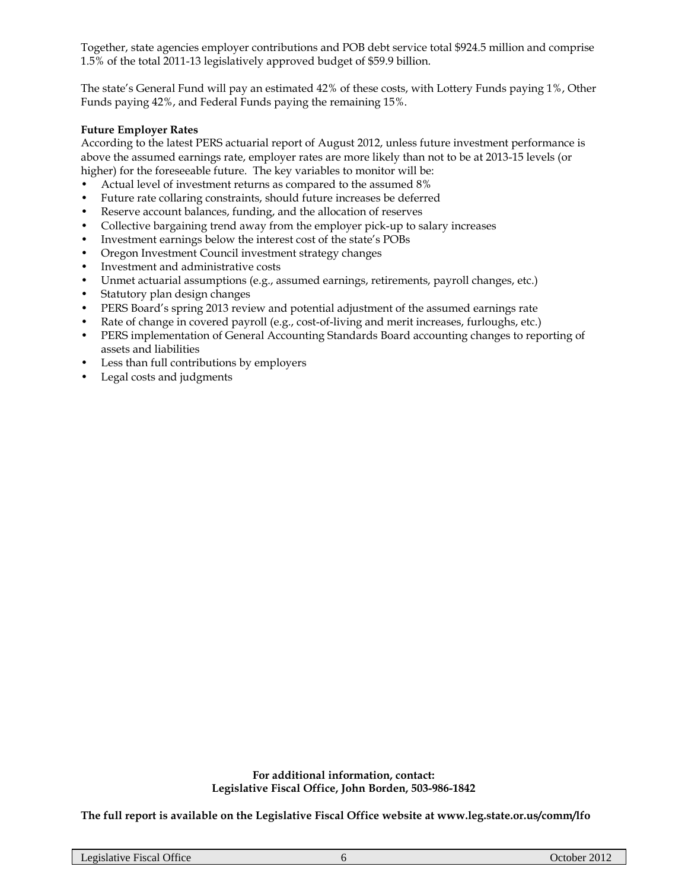Together, state agencies employer contributions and POB debt service total $924.5 million and comprise 1.5% of the total 2011-13 legislatively approved budget of $59.9 billion.

The state's General Fund will pay an estimated 42% of these costs, with Lottery Funds paying 1%, Other Funds paying 42%, and Federal Funds paying the remaining 15%.

**Future Employer Rates**

According to the latest PERS actuarial report of August 2012, unless future investment performance is above the assumed earnings rate, employer rates are more likely than not to be at 2013-15 levels (or higher) for the foreseeable future. The key variables to monitor will be:

- Actual level of investment returns as compared to the assumed 8%
- Future rate collaring constraints, should future increases be deferred
- Reserve account balances, funding, and the allocation of reserves
- Collective bargaining trend away from the employer pick-up to salary increases
- Investment earnings below the interest cost of the state's POBs
- Oregon Investment Council investment strategy changes
- Investment and administrative costs
- Unmet actuarial assumptions (e.g., assumed earnings, retirements, payroll changes, etc.)
- Statutory plan design changes
- PERS Board's spring 2013 review and potential adjustment of the assumed earnings rate
- Rate of change in covered payroll (e.g., cost-of-living and merit increases, furloughs, etc.)
- PERS implementation of General Accounting Standards Board accounting changes to reporting of assets and liabilities
- Less than full contributions by employers
- Legal costs and judgments

**For additional information, contact:**
**Legislative Fiscal Office, John Borden, 503-986-1842**

**The full report is available on the Legislative Fiscal Office website at www.leg.state.or.us/comm/lfo**